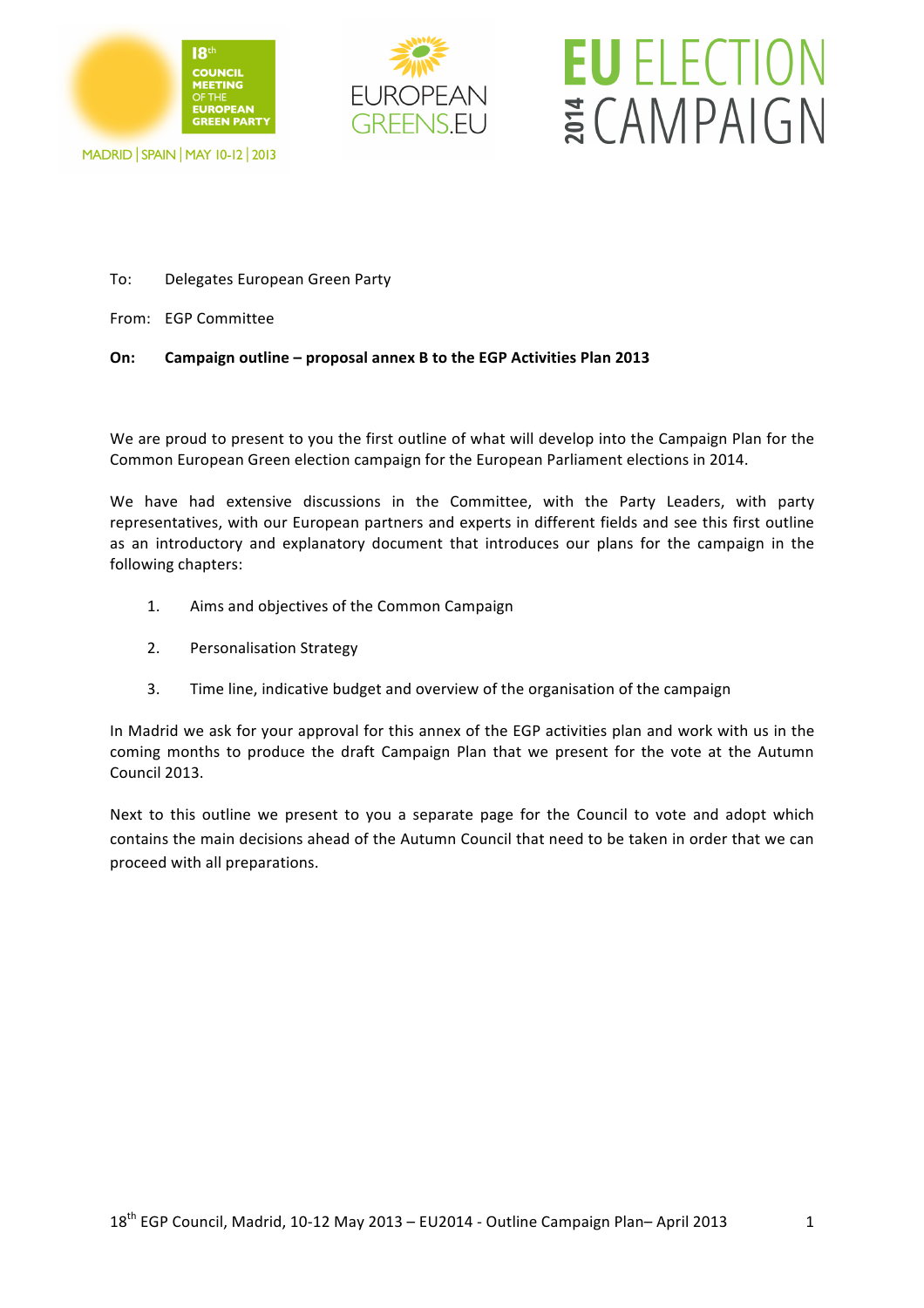18th COUNCIL MEETING OF THE EUROPEAN GREEN PARTY

MADRID | SPAIN | MAY 10-12 | 2013

EUROPEAN GREENS.EU

EU ELECTION 2014 CAMPAIGN

To: Delegates European Green Party

From: EGP Committee

**On: Campaign outline – proposal annex B to the EGP Activities Plan 2013**

We are proud to present to you the first outline of what will develop into the Campaign Plan for the Common European Green election campaign for the European Parliament elections in 2014.

We have had extensive discussions in the Committee, with the Party Leaders, with party representatives, with our European partners and experts in different fields and see this first outline as an introductory and explanatory document that introduces our plans for the campaign in the following chapters:

1. Aims and objectives of the Common Campaign
2. Personalisation Strategy
3. Time line, indicative budget and overview of the organisation of the campaign

In Madrid we ask for your approval for this annex of the EGP activities plan and work with us in the coming months to produce the draft Campaign Plan that we present for the vote at the Autumn Council 2013.

Next to this outline we present to you a separate page for the Council to vote and adopt which contains the main decisions ahead of the Autumn Council that need to be taken in order that we can proceed with all preparations.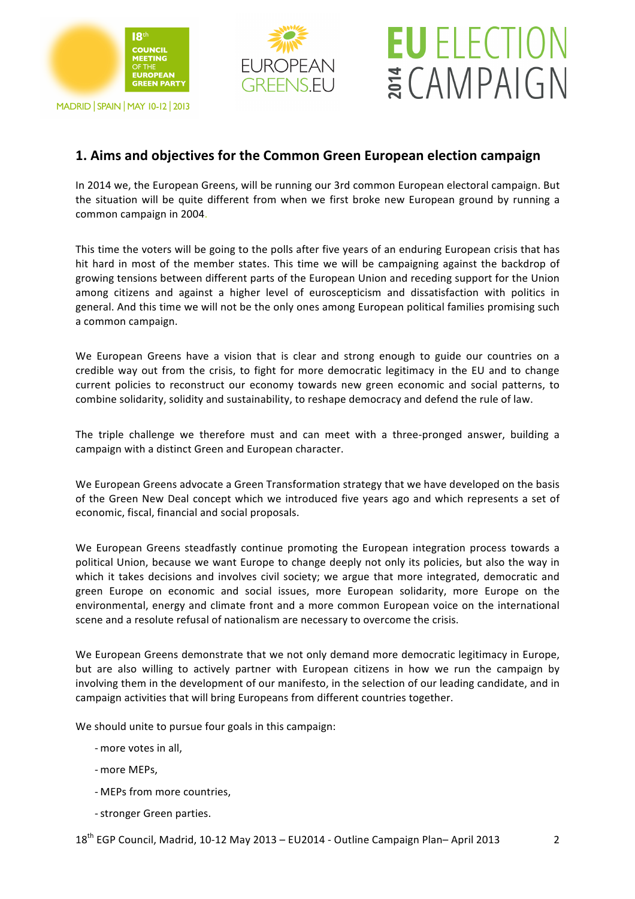## 1. Aims and objectives for the Common Green European election campaign

In 2014 we, the European Greens, will be running our 3rd common European electoral campaign. But the situation will be quite different from when we first broke new European ground by running a common campaign in 2004.

This time the voters will be going to the polls after five years of an enduring European crisis that has hit hard in most of the member states. This time we will be campaigning against the backdrop of growing tensions between different parts of the European Union and receding support for the Union among citizens and against a higher level of euroscepticism and dissatisfaction with politics in general. And this time we will not be the only ones among European political families promising such a common campaign.

We European Greens have a vision that is clear and strong enough to guide our countries on a credible way out from the crisis, to fight for more democratic legitimacy in the EU and to change current policies to reconstruct our economy towards new green economic and social patterns, to combine solidarity, solidity and sustainability, to reshape democracy and defend the rule of law.

The triple challenge we therefore must and can meet with a three-pronged answer, building a campaign with a distinct Green and European character.

We European Greens advocate a Green Transformation strategy that we have developed on the basis of the Green New Deal concept which we introduced five years ago and which represents a set of economic, fiscal, financial and social proposals.

We European Greens steadfastly continue promoting the European integration process towards a political Union, because we want Europe to change deeply not only its policies, but also the way in which it takes decisions and involves civil society; we argue that more integrated, democratic and green Europe on economic and social issues, more European solidarity, more Europe on the environmental, energy and climate front and a more common European voice on the international scene and a resolute refusal of nationalism are necessary to overcome the crisis.

We European Greens demonstrate that we not only demand more democratic legitimacy in Europe, but are also willing to actively partner with European citizens in how we run the campaign by involving them in the development of our manifesto, in the selection of our leading candidate, and in campaign activities that will bring Europeans from different countries together.

We should unite to pursue four goals in this campaign:

- more votes in all,
- more MEPs,
- MEPs from more countries,
- stronger Green parties.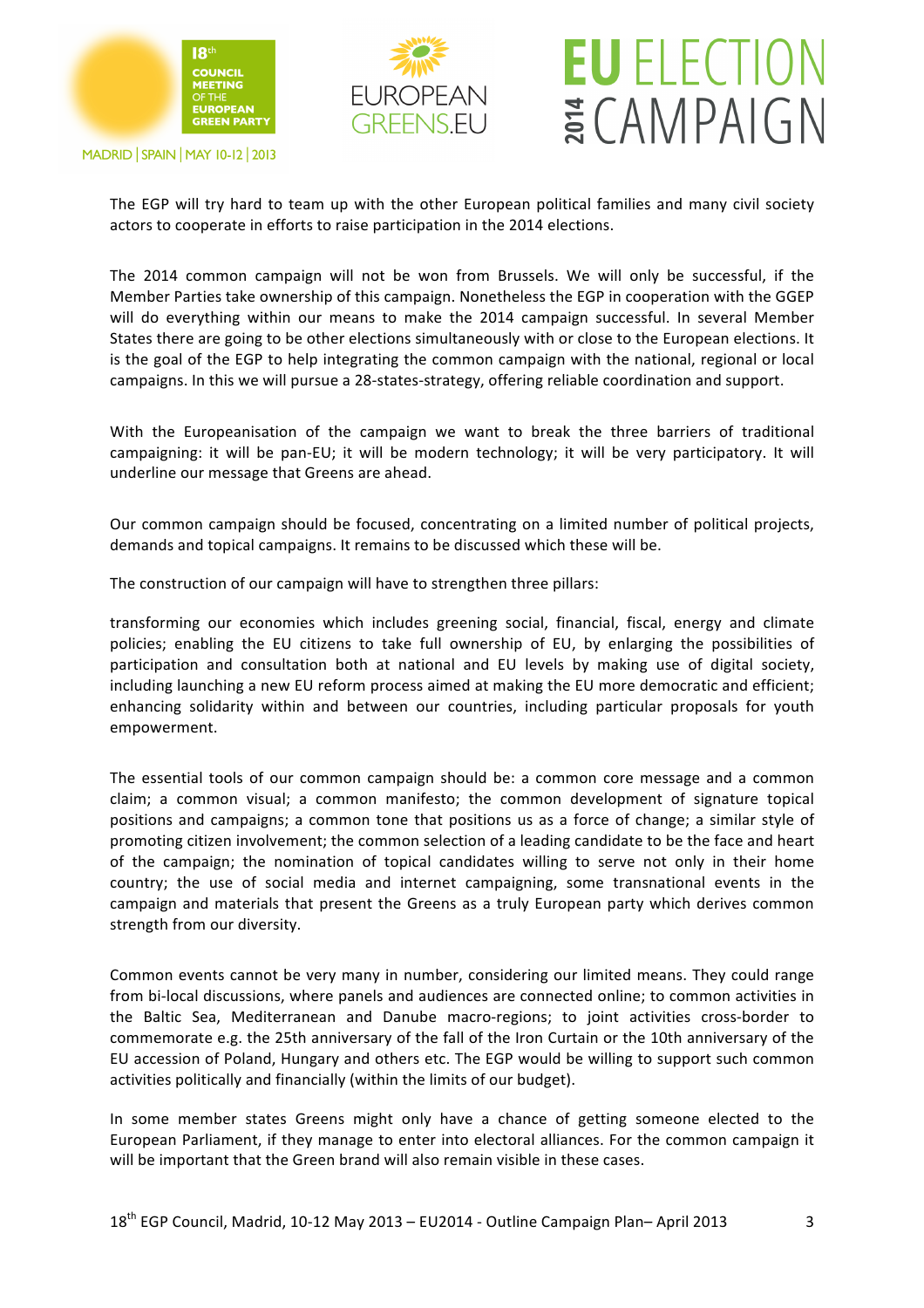The EGP will try hard to team up with the other European political families and many civil society actors to cooperate in efforts to raise participation in the 2014 elections.

The 2014 common campaign will not be won from Brussels. We will only be successful, if the Member Parties take ownership of this campaign. Nonetheless the EGP in cooperation with the GGEP will do everything within our means to make the 2014 campaign successful. In several Member States there are going to be other elections simultaneously with or close to the European elections. It is the goal of the EGP to help integrating the common campaign with the national, regional or local campaigns. In this we will pursue a 28-states-strategy, offering reliable coordination and support.

With the Europeanisation of the campaign we want to break the three barriers of traditional campaigning: it will be pan-EU; it will be modern technology; it will be very participatory. It will underline our message that Greens are ahead.

Our common campaign should be focused, concentrating on a limited number of political projects, demands and topical campaigns. It remains to be discussed which these will be.

The construction of our campaign will have to strengthen three pillars:

transforming our economies which includes greening social, financial, fiscal, energy and climate policies; enabling the EU citizens to take full ownership of EU, by enlarging the possibilities of participation and consultation both at national and EU levels by making use of digital society, including launching a new EU reform process aimed at making the EU more democratic and efficient; enhancing solidarity within and between our countries, including particular proposals for youth empowerment.

The essential tools of our common campaign should be: a common core message and a common claim; a common visual; a common manifesto; the common development of signature topical positions and campaigns; a common tone that positions us as a force of change; a similar style of promoting citizen involvement; the common selection of a leading candidate to be the face and heart of the campaign; the nomination of topical candidates willing to serve not only in their home country; the use of social media and internet campaigning, some transnational events in the campaign and materials that present the Greens as a truly European party which derives common strength from our diversity.

Common events cannot be very many in number, considering our limited means. They could range from bi-local discussions, where panels and audiences are connected online; to common activities in the Baltic Sea, Mediterranean and Danube macro-regions; to joint activities cross-border to commemorate e.g. the 25th anniversary of the fall of the Iron Curtain or the 10th anniversary of the EU accession of Poland, Hungary and others etc. The EGP would be willing to support such common activities politically and financially (within the limits of our budget).

In some member states Greens might only have a chance of getting someone elected to the European Parliament, if they manage to enter into electoral alliances. For the common campaign it will be important that the Green brand will also remain visible in these cases.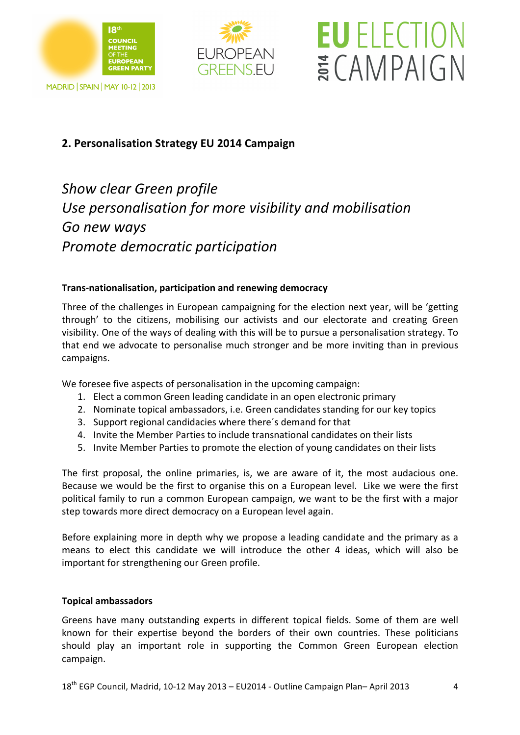## 2. Personalisation Strategy EU 2014 Campaign

*Show clear Green profile*
*Use personalisation for more visibility and mobilisation*
*Go new ways*
*Promote democratic participation*

**Trans-nationalisation, participation and renewing democracy**

Three of the challenges in European campaigning for the election next year, will be 'getting through' to the citizens, mobilising our activists and our electorate and creating Green visibility. One of the ways of dealing with this will be to pursue a personalisation strategy. To that end we advocate to personalise much stronger and be more inviting than in previous campaigns.

We foresee five aspects of personalisation in the upcoming campaign:

1. Elect a common Green leading candidate in an open electronic primary
2. Nominate topical ambassadors, i.e. Green candidates standing for our key topics
3. Support regional candidacies where there´s demand for that
4. Invite the Member Parties to include transnational candidates on their lists
5. Invite Member Parties to promote the election of young candidates on their lists

The first proposal, the online primaries, is, we are aware of it, the most audacious one. Because we would be the first to organise this on a European level. Like we were the first political family to run a common European campaign, we want to be the first with a major step towards more direct democracy on a European level again.

Before explaining more in depth why we propose a leading candidate and the primary as a means to elect this candidate we will introduce the other 4 ideas, which will also be important for strengthening our Green profile.

**Topical ambassadors**

Greens have many outstanding experts in different topical fields. Some of them are well known for their expertise beyond the borders of their own countries. These politicians should play an important role in supporting the Common Green European election campaign.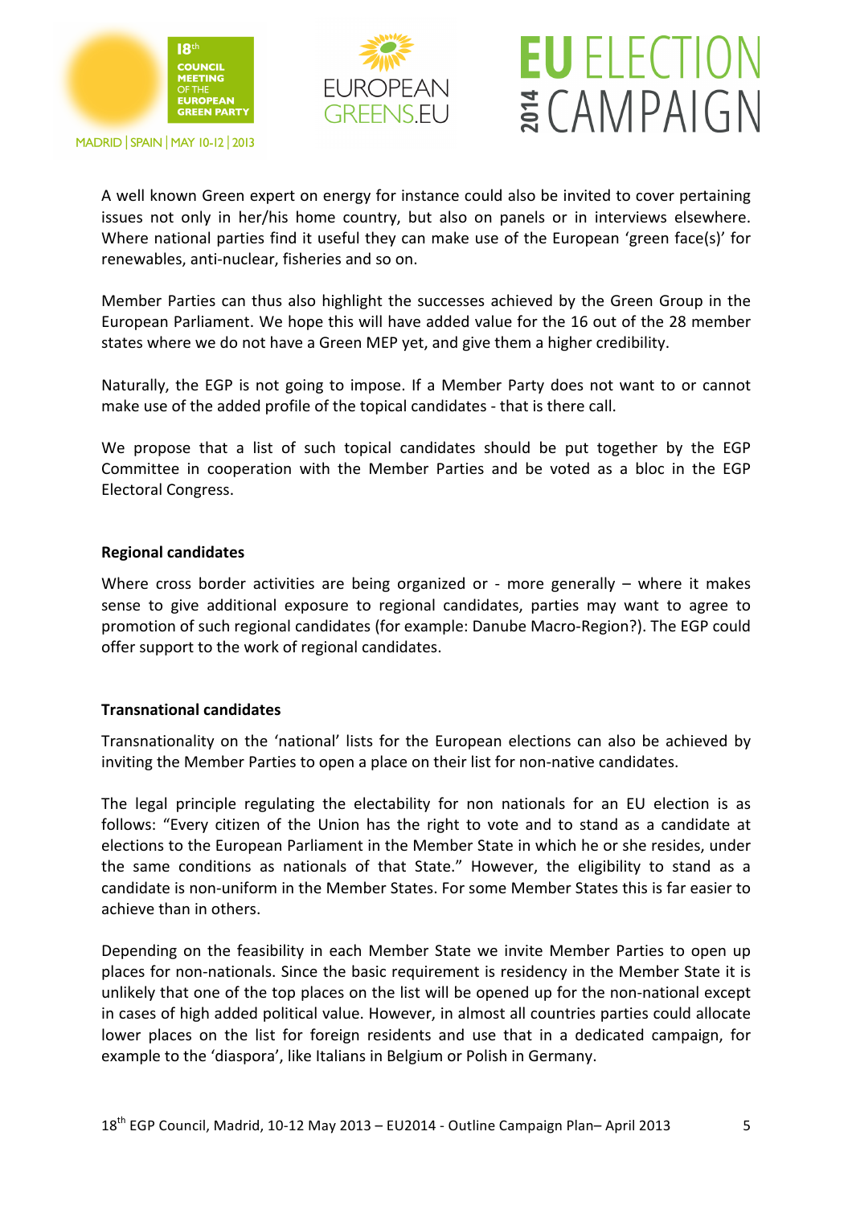A well known Green expert on energy for instance could also be invited to cover pertaining issues not only in her/his home country, but also on panels or in interviews elsewhere. Where national parties find it useful they can make use of the European 'green face(s)' for renewables, anti-nuclear, fisheries and so on.

Member Parties can thus also highlight the successes achieved by the Green Group in the European Parliament. We hope this will have added value for the 16 out of the 28 member states where we do not have a Green MEP yet, and give them a higher credibility.

Naturally, the EGP is not going to impose. If a Member Party does not want to or cannot make use of the added profile of the topical candidates - that is there call.

We propose that a list of such topical candidates should be put together by the EGP Committee in cooperation with the Member Parties and be voted as a bloc in the EGP Electoral Congress.

**Regional candidates**

Where cross border activities are being organized or - more generally – where it makes sense to give additional exposure to regional candidates, parties may want to agree to promotion of such regional candidates (for example: Danube Macro-Region?). The EGP could offer support to the work of regional candidates.

**Transnational candidates**

Transnationality on the 'national' lists for the European elections can also be achieved by inviting the Member Parties to open a place on their list for non-native candidates.

The legal principle regulating the electability for non nationals for an EU election is as follows: "Every citizen of the Union has the right to vote and to stand as a candidate at elections to the European Parliament in the Member State in which he or she resides, under the same conditions as nationals of that State." However, the eligibility to stand as a candidate is non-uniform in the Member States. For some Member States this is far easier to achieve than in others.

Depending on the feasibility in each Member State we invite Member Parties to open up places for non-nationals. Since the basic requirement is residency in the Member State it is unlikely that one of the top places on the list will be opened up for the non-national except in cases of high added political value. However, in almost all countries parties could allocate lower places on the list for foreign residents and use that in a dedicated campaign, for example to the 'diaspora', like Italians in Belgium or Polish in Germany.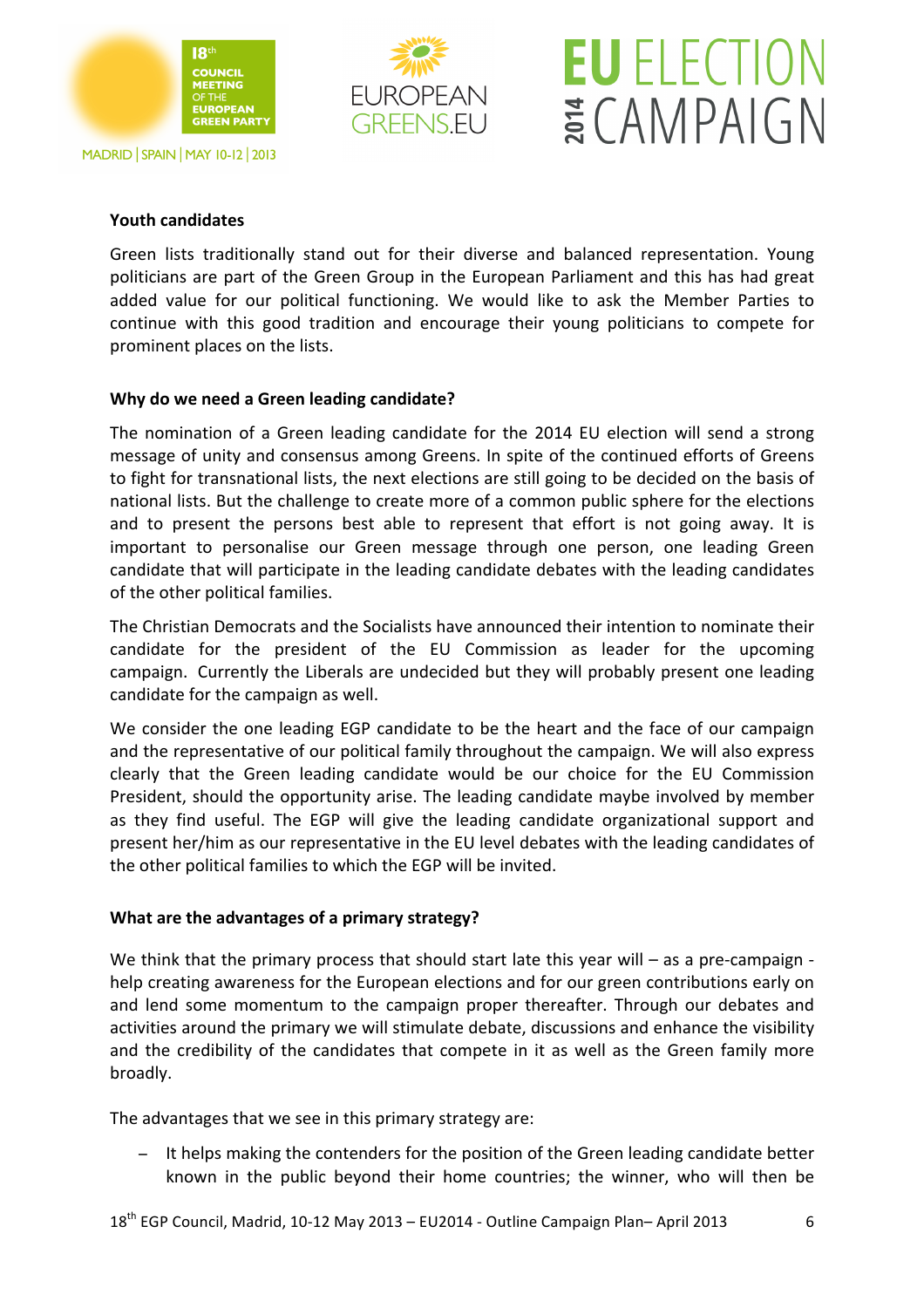**Youth candidates**

Green lists traditionally stand out for their diverse and balanced representation. Young politicians are part of the Green Group in the European Parliament and this has had great added value for our political functioning. We would like to ask the Member Parties to continue with this good tradition and encourage their young politicians to compete for prominent places on the lists.

**Why do we need a Green leading candidate?**

The nomination of a Green leading candidate for the 2014 EU election will send a strong message of unity and consensus among Greens. In spite of the continued efforts of Greens to fight for transnational lists, the next elections are still going to be decided on the basis of national lists. But the challenge to create more of a common public sphere for the elections and to present the persons best able to represent that effort is not going away. It is important to personalise our Green message through one person, one leading Green candidate that will participate in the leading candidate debates with the leading candidates of the other political families.

The Christian Democrats and the Socialists have announced their intention to nominate their candidate for the president of the EU Commission as leader for the upcoming campaign. Currently the Liberals are undecided but they will probably present one leading candidate for the campaign as well.

We consider the one leading EGP candidate to be the heart and the face of our campaign and the representative of our political family throughout the campaign. We will also express clearly that the Green leading candidate would be our choice for the EU Commission President, should the opportunity arise. The leading candidate maybe involved by member as they find useful. The EGP will give the leading candidate organizational support and present her/him as our representative in the EU level debates with the leading candidates of the other political families to which the EGP will be invited.

**What are the advantages of a primary strategy?**

We think that the primary process that should start late this year will – as a pre-campaign - help creating awareness for the European elections and for our green contributions early on and lend some momentum to the campaign proper thereafter. Through our debates and activities around the primary we will stimulate debate, discussions and enhance the visibility and the credibility of the candidates that compete in it as well as the Green family more broadly.

The advantages that we see in this primary strategy are:

- It helps making the contenders for the position of the Green leading candidate better known in the public beyond their home countries; the winner, who will then be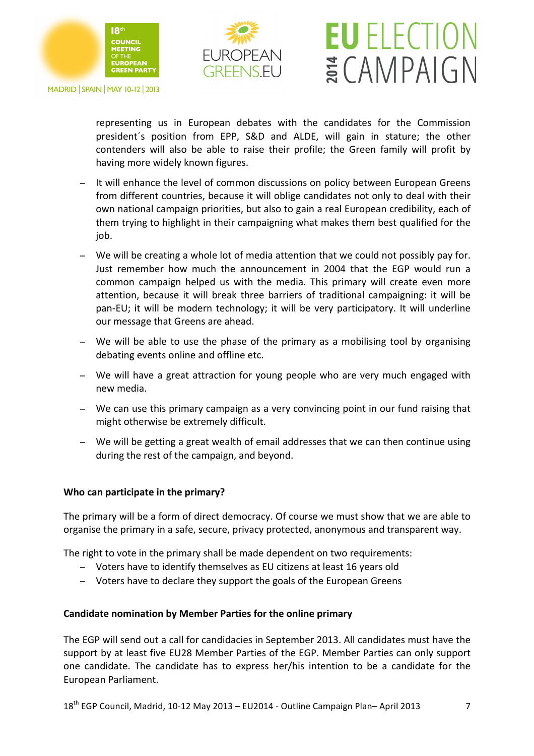representing us in European debates with the candidates for the Commission president´s position from EPP, S&D and ALDE, will gain in stature; the other contenders will also be able to raise their profile; the Green family will profit by having more widely known figures.

- It will enhance the level of common discussions on policy between European Greens from different countries, because it will oblige candidates not only to deal with their own national campaign priorities, but also to gain a real European credibility, each of them trying to highlight in their campaigning what makes them best qualified for the job.
- We will be creating a whole lot of media attention that we could not possibly pay for. Just remember how much the announcement in 2004 that the EGP would run a common campaign helped us with the media. This primary will create even more attention, because it will break three barriers of traditional campaigning: it will be pan-EU; it will be modern technology; it will be very participatory. It will underline our message that Greens are ahead.
- We will be able to use the phase of the primary as a mobilising tool by organising debating events online and offline etc.
- We will have a great attraction for young people who are very much engaged with new media.
- We can use this primary campaign as a very convincing point in our fund raising that might otherwise be extremely difficult.
- We will be getting a great wealth of email addresses that we can then continue using during the rest of the campaign, and beyond.

**Who can participate in the primary?**

The primary will be a form of direct democracy. Of course we must show that we are able to organise the primary in a safe, secure, privacy protected, anonymous and transparent way.

The right to vote in the primary shall be made dependent on two requirements:

- Voters have to identify themselves as EU citizens at least 16 years old
- Voters have to declare they support the goals of the European Greens

**Candidate nomination by Member Parties for the online primary**

The EGP will send out a call for candidacies in September 2013. All candidates must have the support by at least five EU28 Member Parties of the EGP. Member Parties can only support one candidate. The candidate has to express her/his intention to be a candidate for the European Parliament.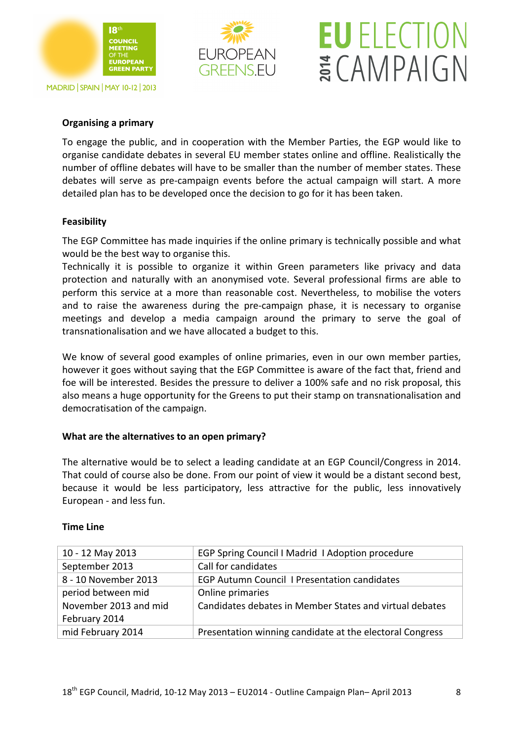**Organising a primary**

To engage the public, and in cooperation with the Member Parties, the EGP would like to organise candidate debates in several EU member states online and offline. Realistically the number of offline debates will have to be smaller than the number of member states. These debates will serve as pre-campaign events before the actual campaign will start. A more detailed plan has to be developed once the decision to go for it has been taken.

**Feasibility**

The EGP Committee has made inquiries if the online primary is technically possible and what would be the best way to organise this.
Technically it is possible to organize it within Green parameters like privacy and data protection and naturally with an anonymised vote. Several professional firms are able to perform this service at a more than reasonable cost. Nevertheless, to mobilise the voters and to raise the awareness during the pre-campaign phase, it is necessary to organise meetings and develop a media campaign around the primary to serve the goal of transnationalisation and we have allocated a budget to this.

We know of several good examples of online primaries, even in our own member parties, however it goes without saying that the EGP Committee is aware of the fact that, friend and foe will be interested. Besides the pressure to deliver a 100% safe and no risk proposal, this also means a huge opportunity for the Greens to put their stamp on transnationalisation and democratisation of the campaign.

**What are the alternatives to an open primary?**

The alternative would be to select a leading candidate at an EGP Council/Congress in 2014. That could of course also be done. From our point of view it would be a distant second best, because it would be less participatory, less attractive for the public, less innovatively European - and less fun.

**Time Line**

| | |
|---|---|
| 10 - 12 May 2013 | EGP Spring Council I Madrid I Adoption procedure |
| September 2013 | Call for candidates |
| 8 - 10 November 2013 | EGP Autumn Council I Presentation candidates |
| period between mid November 2013 and mid February 2014 | Online primaries<br>Candidates debates in Member States and virtual debates |
| mid February 2014 | Presentation winning candidate at the electoral Congress |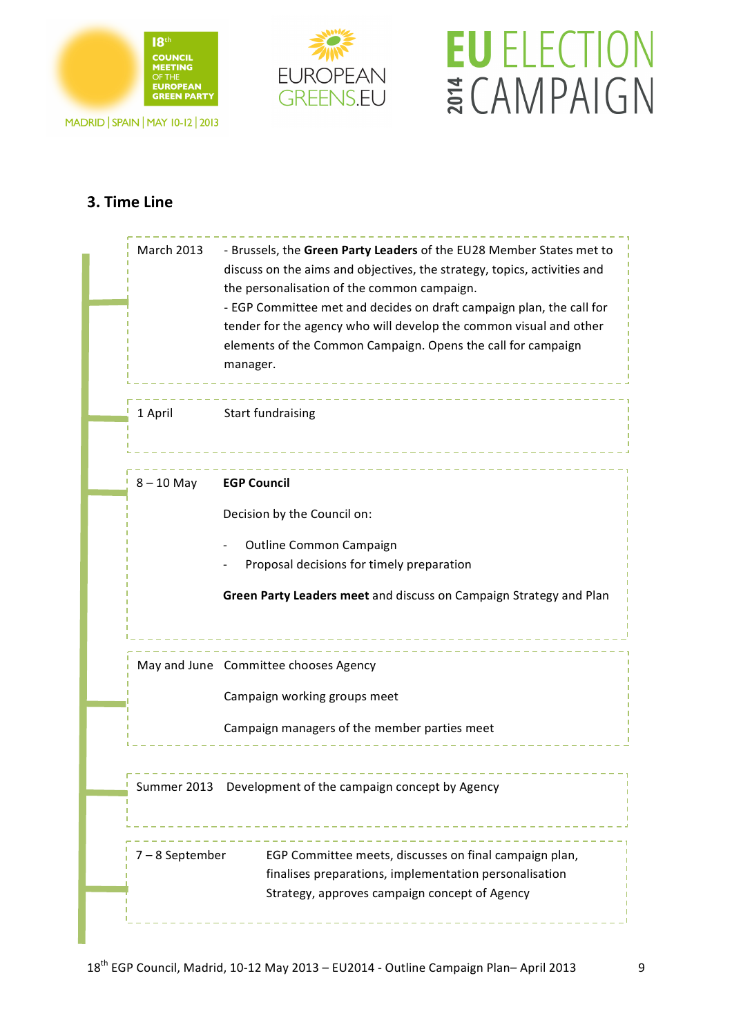## 3. Time Line

| | |
|---|---|
| March 2013 | - Brussels, the **Green Party Leaders** of the EU28 Member States met to discuss on the aims and objectives, the strategy, topics, activities and the personalisation of the common campaign.<br>- EGP Committee met and decides on draft campaign plan, the call for tender for the agency who will develop the common visual and other elements of the Common Campaign. Opens the call for campaign manager. |
| 1 April | Start fundraising |
| 8 – 10 May | **EGP Council**<br><br>Decision by the Council on:<br><br>- Outline Common Campaign<br>- Proposal decisions for timely preparation<br><br>**Green Party Leaders meet** and discuss on Campaign Strategy and Plan |
| May and June | Committee chooses Agency<br><br>Campaign working groups meet<br><br>Campaign managers of the member parties meet |
| Summer 2013 | Development of the campaign concept by Agency |
| 7 – 8 September | EGP Committee meets, discusses on final campaign plan, finalises preparations, implementation personalisation Strategy, approves campaign concept of Agency |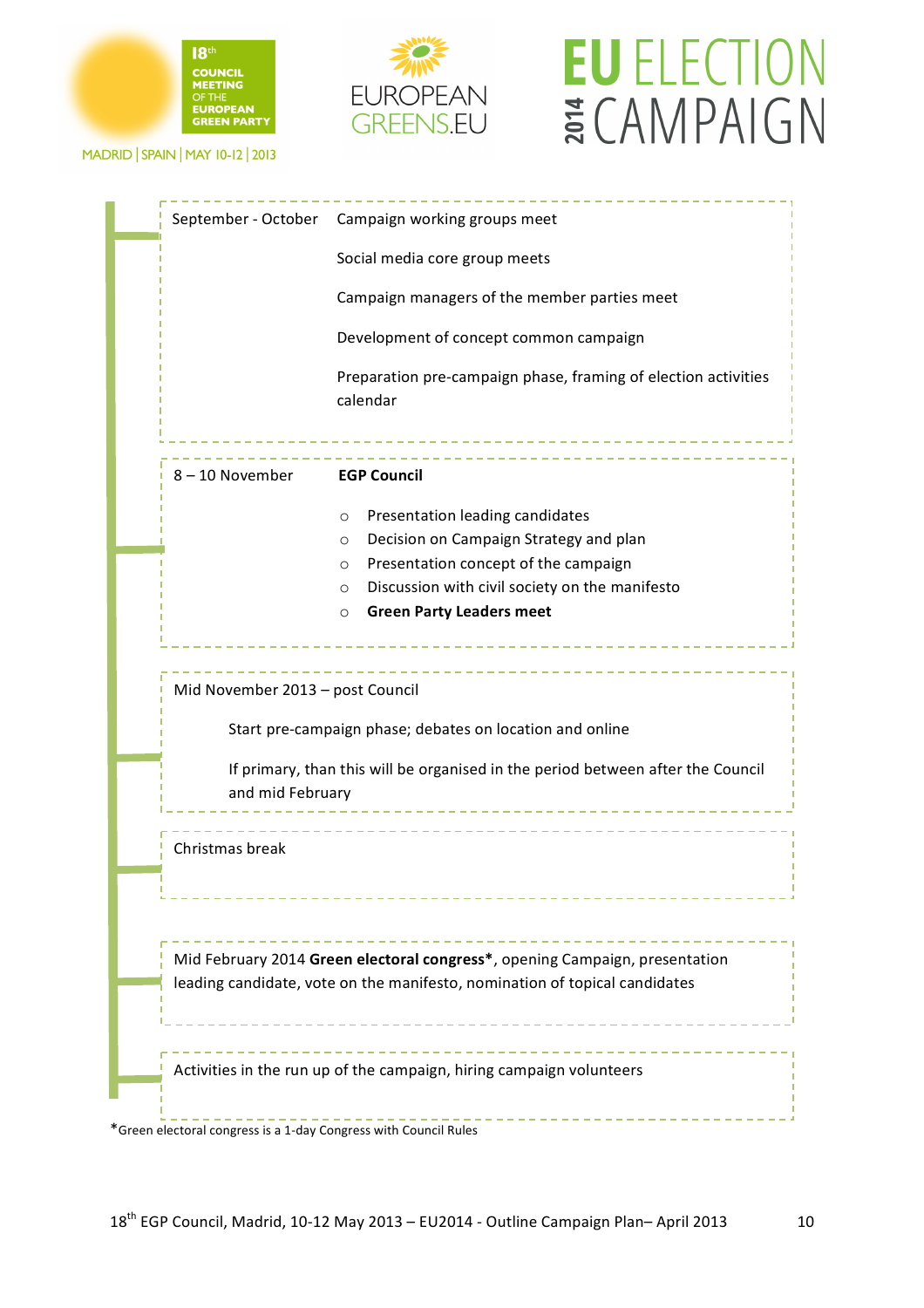| | |
|---|---|
| September - October | Campaign working groups meet |
| | Social media core group meets |
| | Campaign managers of the member parties meet |
| | Development of concept common campaign |
| | Preparation pre-campaign phase, framing of election activities calendar |

8 – 10 November **EGP Council**

- Presentation leading candidates
- Decision on Campaign Strategy and plan
- Presentation concept of the campaign
- Discussion with civil society on the manifesto
- **Green Party Leaders meet**

Mid November 2013 – post Council

Start pre-campaign phase; debates on location and online

If primary, than this will be organised in the period between after the Council and mid February

Christmas break

Mid February 2014 **Green electoral congress***, opening Campaign, presentation leading candidate, vote on the manifesto, nomination of topical candidates

Activities in the run up of the campaign, hiring campaign volunteers

*Green electoral congress is a 1-day Congress with Council Rules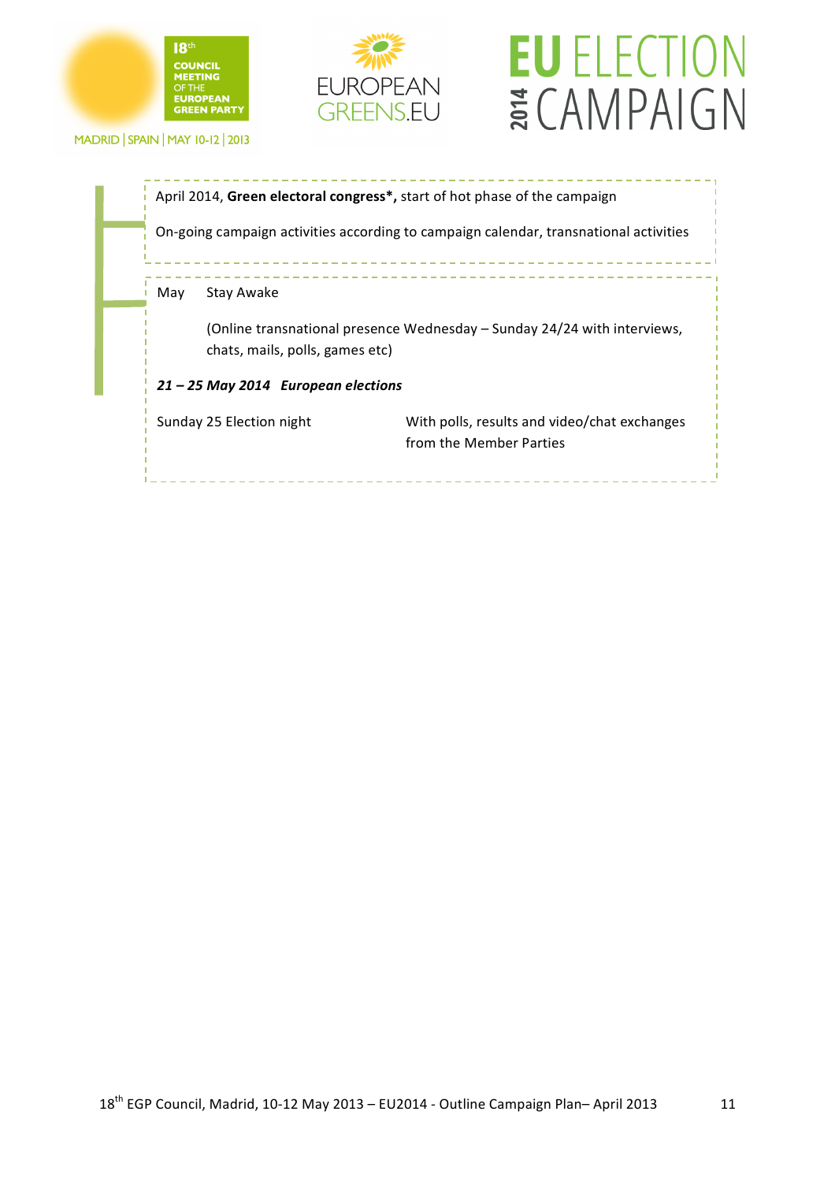April 2014, **Green electoral congress*,** start of hot phase of the campaign

On-going campaign activities according to campaign calendar, transnational activities

May Stay Awake

(Online transnational presence Wednesday – Sunday 24/24 with interviews, chats, mails, polls, games etc)

***21 – 25 May 2014 European elections***

Sunday 25 Election night — With polls, results and video/chat exchanges from the Member Parties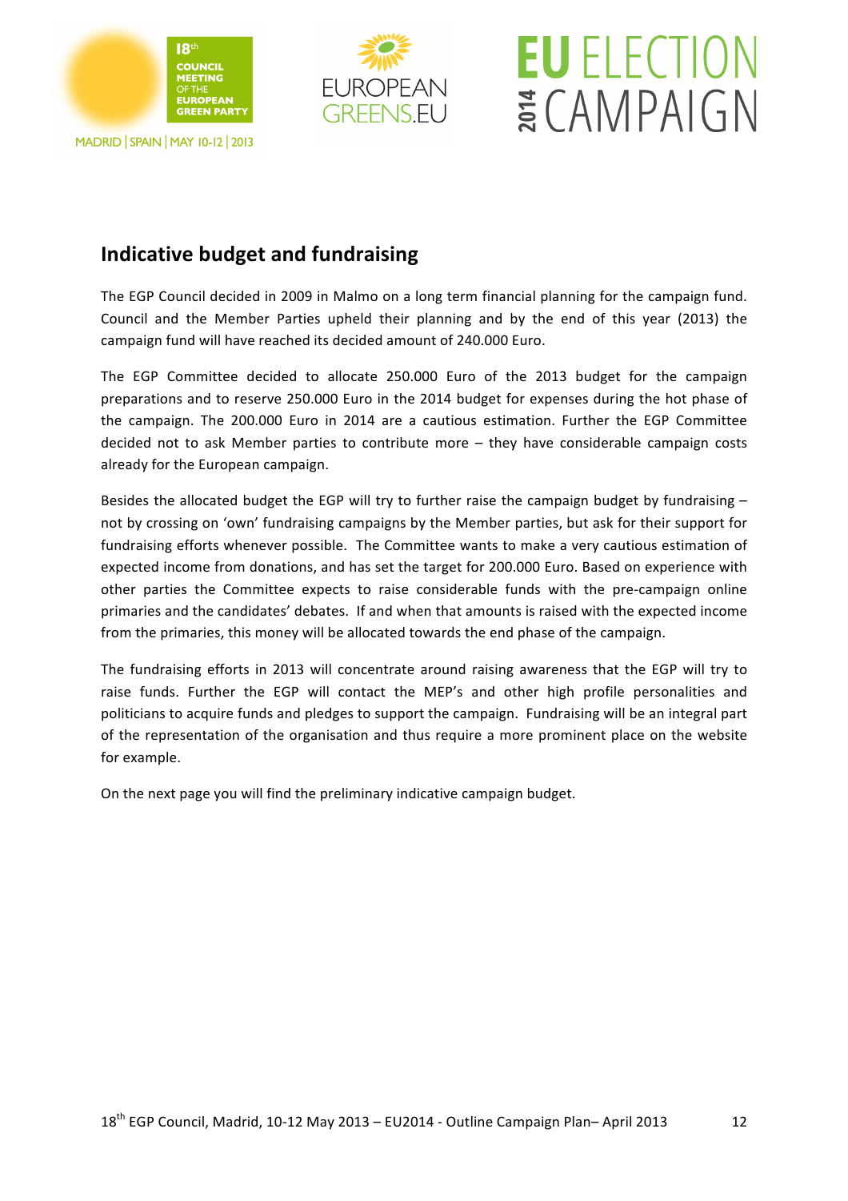## Indicative budget and fundraising

The EGP Council decided in 2009 in Malmo on a long term financial planning for the campaign fund. Council and the Member Parties upheld their planning and by the end of this year (2013) the campaign fund will have reached its decided amount of 240.000 Euro.

The EGP Committee decided to allocate 250.000 Euro of the 2013 budget for the campaign preparations and to reserve 250.000 Euro in the 2014 budget for expenses during the hot phase of the campaign. The 200.000 Euro in 2014 are a cautious estimation. Further the EGP Committee decided not to ask Member parties to contribute more – they have considerable campaign costs already for the European campaign.

Besides the allocated budget the EGP will try to further raise the campaign budget by fundraising – not by crossing on 'own' fundraising campaigns by the Member parties, but ask for their support for fundraising efforts whenever possible. The Committee wants to make a very cautious estimation of expected income from donations, and has set the target for 200.000 Euro. Based on experience with other parties the Committee expects to raise considerable funds with the pre-campaign online primaries and the candidates' debates. If and when that amounts is raised with the expected income from the primaries, this money will be allocated towards the end phase of the campaign.

The fundraising efforts in 2013 will concentrate around raising awareness that the EGP will try to raise funds. Further the EGP will contact the MEP's and other high profile personalities and politicians to acquire funds and pledges to support the campaign. Fundraising will be an integral part of the representation of the organisation and thus require a more prominent place on the website for example.

On the next page you will find the preliminary indicative campaign budget.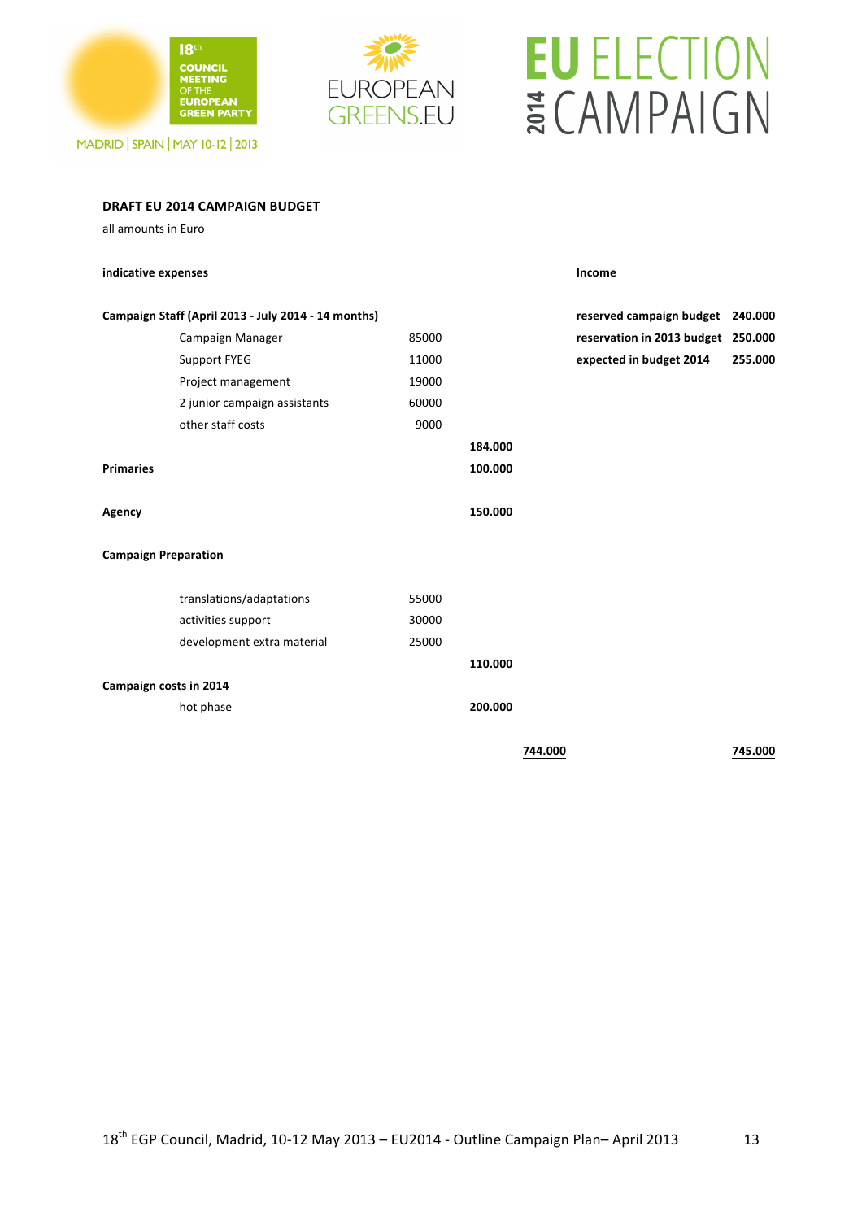**DRAFT EU 2014 CAMPAIGN BUDGET**

all amounts in Euro

| indicative expenses | | | | Income | |
|---|---|---|---|---|---|
| **Campaign Staff (April 2013 - July 2014 - 14 months)** | | | | **reserved campaign budget** | **240.000** |
| Campaign Manager | 85000 | | | **reservation in 2013 budget** | **250.000** |
| Support FYEG | 11000 | | | **expected in budget 2014** | **255.000** |
| Project management | 19000 | | | | |
| 2 junior campaign assistants | 60000 | | | | |
| other staff costs | 9000 | | | | |
| | | **184.000** | | | |
| **Primaries** | | **100.000** | | | |
| **Agency** | | **150.000** | | | |
| **Campaign Preparation** | | | | | |
| translations/adaptations | 55000 | | | | |
| activities support | 30000 | | | | |
| development extra material | 25000 | | | | |
| | | **110.000** | | | |
| **Campaign costs in 2014** | | | | | |
| hot phase | | **200.000** | | | |
| | | | **744.000** | | **745.000** |

18th EGP Council, Madrid, 10-12 May 2013 – EU2014 - Outline Campaign Plan– April 2013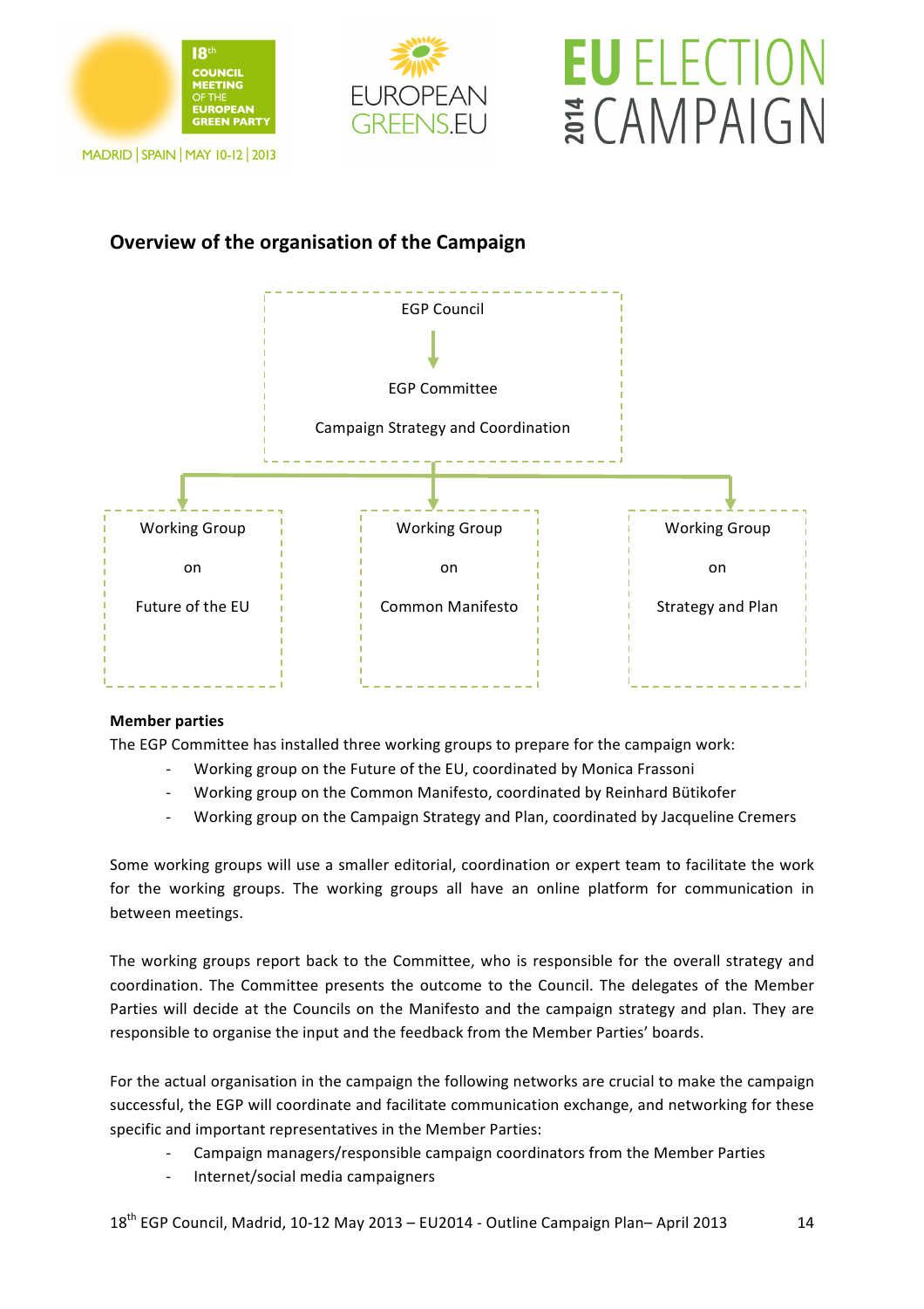## Overview of the organisation of the Campaign

EGP Council

EGP Committee

Campaign Strategy and Coordination

Working Group on Future of the EU

Working Group on Common Manifesto

Working Group on Strategy and Plan

**Member parties**

The EGP Committee has installed three working groups to prepare for the campaign work:

- Working group on the Future of the EU, coordinated by Monica Frassoni
- Working group on the Common Manifesto, coordinated by Reinhard Bütikofer
- Working group on the Campaign Strategy and Plan, coordinated by Jacqueline Cremers

Some working groups will use a smaller editorial, coordination or expert team to facilitate the work for the working groups. The working groups all have an online platform for communication in between meetings.

The working groups report back to the Committee, who is responsible for the overall strategy and coordination. The Committee presents the outcome to the Council. The delegates of the Member Parties will decide at the Councils on the Manifesto and the campaign strategy and plan. They are responsible to organise the input and the feedback from the Member Parties' boards.

For the actual organisation in the campaign the following networks are crucial to make the campaign successful, the EGP will coordinate and facilitate communication exchange, and networking for these specific and important representatives in the Member Parties:

- Campaign managers/responsible campaign coordinators from the Member Parties
- Internet/social media campaigners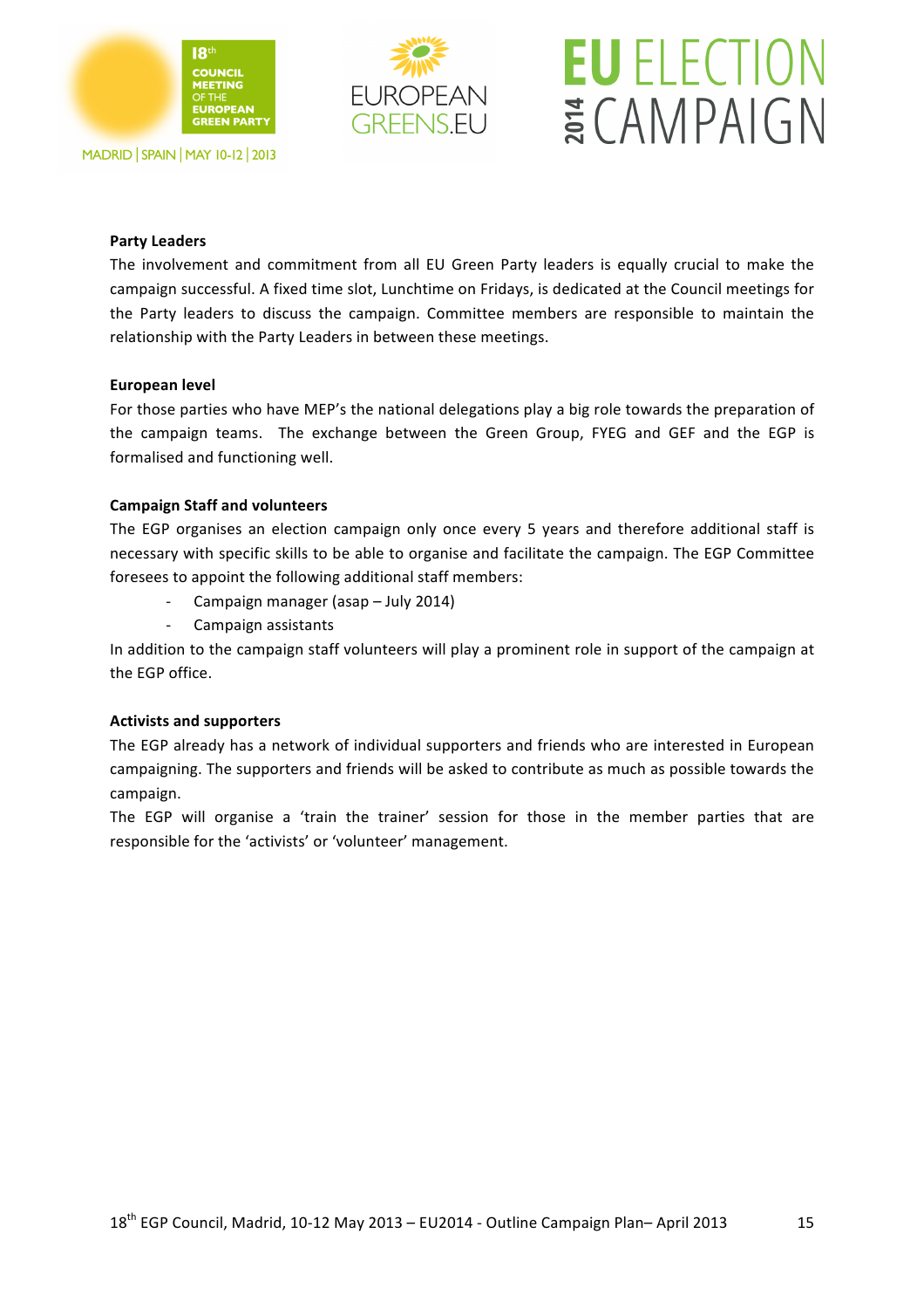**Party Leaders**

The involvement and commitment from all EU Green Party leaders is equally crucial to make the campaign successful. A fixed time slot, Lunchtime on Fridays, is dedicated at the Council meetings for the Party leaders to discuss the campaign. Committee members are responsible to maintain the relationship with the Party Leaders in between these meetings.

**European level**

For those parties who have MEP's the national delegations play a big role towards the preparation of the campaign teams. The exchange between the Green Group, FYEG and GEF and the EGP is formalised and functioning well.

**Campaign Staff and volunteers**

The EGP organises an election campaign only once every 5 years and therefore additional staff is necessary with specific skills to be able to organise and facilitate the campaign. The EGP Committee foresees to appoint the following additional staff members:

- Campaign manager (asap – July 2014)
- Campaign assistants

In addition to the campaign staff volunteers will play a prominent role in support of the campaign at the EGP office.

**Activists and supporters**

The EGP already has a network of individual supporters and friends who are interested in European campaigning. The supporters and friends will be asked to contribute as much as possible towards the campaign.

The EGP will organise a 'train the trainer' session for those in the member parties that are responsible for the 'activists' or 'volunteer' management.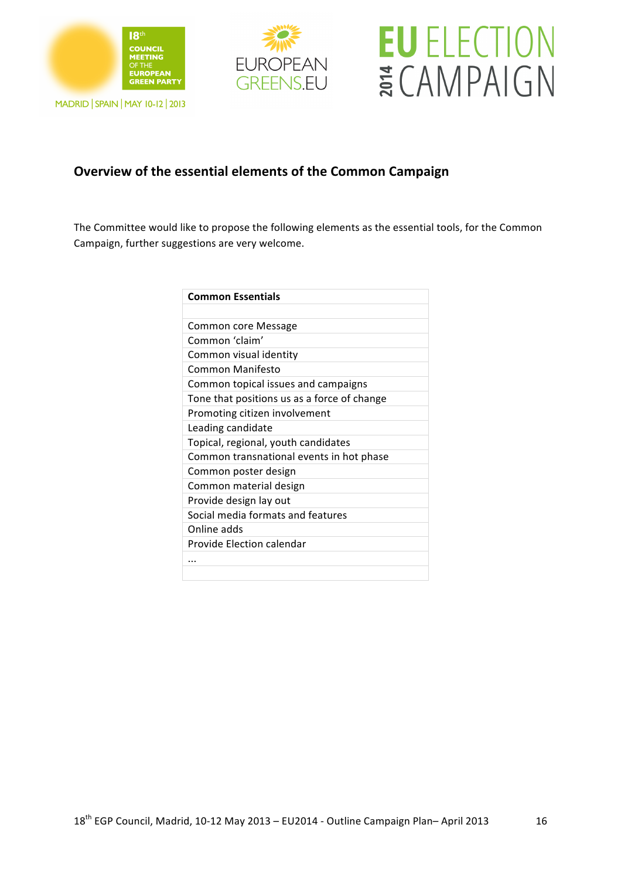## Overview of the essential elements of the Common Campaign

The Committee would like to propose the following elements as the essential tools, for the Common Campaign, further suggestions are very welcome.

| **Common Essentials** |
|---|
| |
| Common core Message |
| Common 'claim' |
| Common visual identity |
| Common Manifesto |
| Common topical issues and campaigns |
| Tone that positions us as a force of change |
| Promoting citizen involvement |
| Leading candidate |
| Topical, regional, youth candidates |
| Common transnational events in hot phase |
| Common poster design |
| Common material design |
| Provide design lay out |
| Social media formats and features |
| Online adds |
| Provide Election calendar |
| ... |
| |